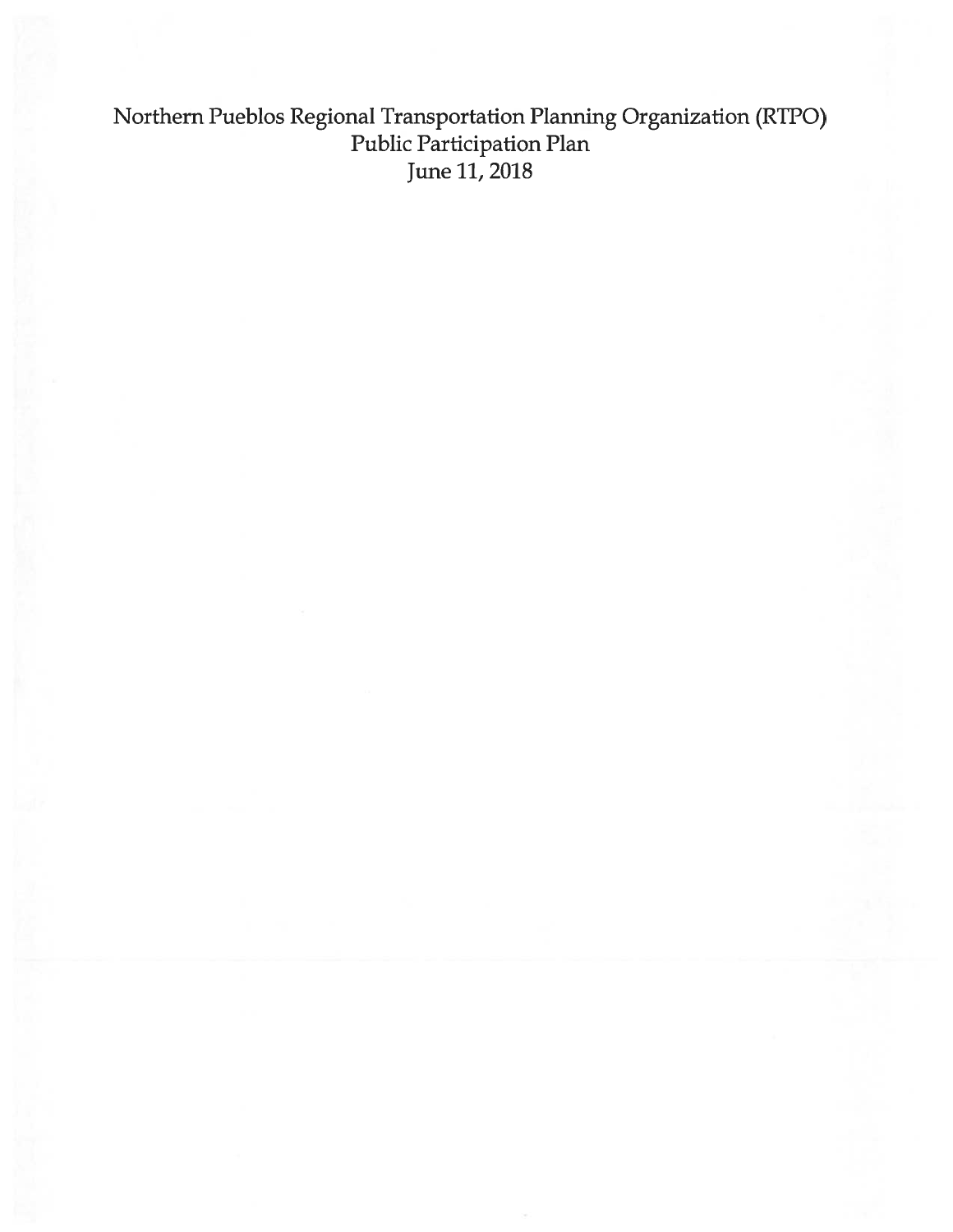# Northern Pueblos Regional Transportation Planning Organization (RTPO)
## Public Participation Plan
### June 11, 2018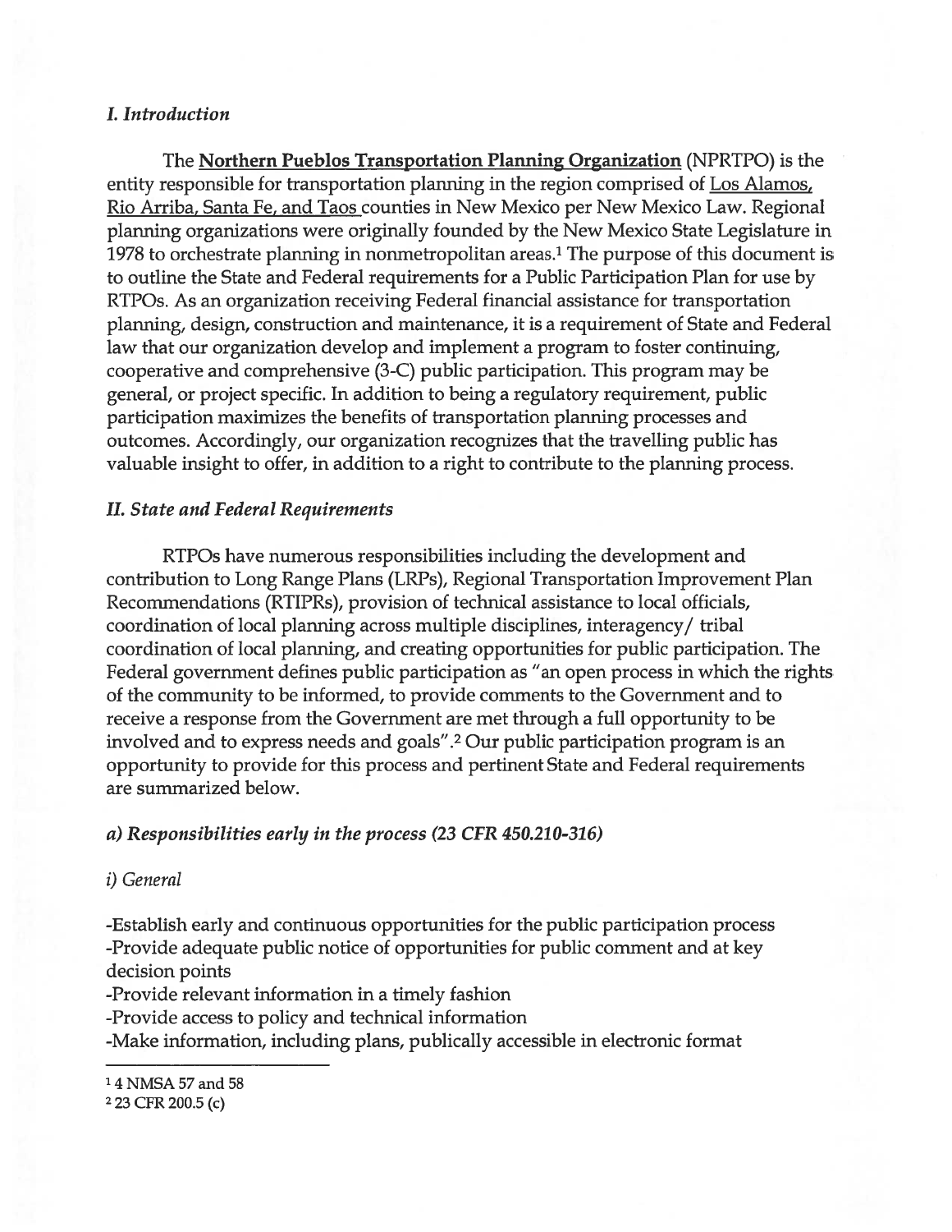### *I. Introduction*

The **Northern Pueblos Transportation Planning Organization** (NPRTPO) is the entity responsible for transportation planning in the region comprised of Los Alamos, Rio Arriba, Santa Fe, and Taos counties in New Mexico per New Mexico Law. Regional planning organizations were originally founded by the New Mexico State Legislature in 1978 to orchestrate planning in nonmetropolitan areas.[1] The purpose of this document is to outline the State and Federal requirements for a Public Participation Plan for use by RTPOs. As an organization receiving Federal financial assistance for transportation planning, design, construction and maintenance, it is a requirement of State and Federal law that our organization develop and implement a program to foster continuing, cooperative and comprehensive (3-C) public participation. This program may be general, or project specific. In addition to being a regulatory requirement, public participation maximizes the benefits of transportation planning processes and outcomes. Accordingly, our organization recognizes that the travelling public has valuable insight to offer, in addition to a right to contribute to the planning process.

### *II. State and Federal Requirements*

RTPOs have numerous responsibilities including the development and contribution to Long Range Plans (LRPs), Regional Transportation Improvement Plan Recommendations (RTIPRs), provision of technical assistance to local officials, coordination of local planning across multiple disciplines, interagency/ tribal coordination of local planning, and creating opportunities for public participation. The Federal government defines public participation as "an open process in which the rights of the community to be informed, to provide comments to the Government and to receive a response from the Government are met through a full opportunity to be involved and to express needs and goals".[2] Our public participation program is an opportunity to provide for this process and pertinent State and Federal requirements are summarized below.

#### *a) Responsibilities early in the process (23 CFR 450.210-316)*

*i) General*

-Establish early and continuous opportunities for the public participation process
-Provide adequate public notice of opportunities for public comment and at key decision points
-Provide relevant information in a timely fashion
-Provide access to policy and technical information
-Make information, including plans, publically accessible in electronic format

---

[1] 4 NMSA 57 and 58
[2] 23 CFR 200.5 (c)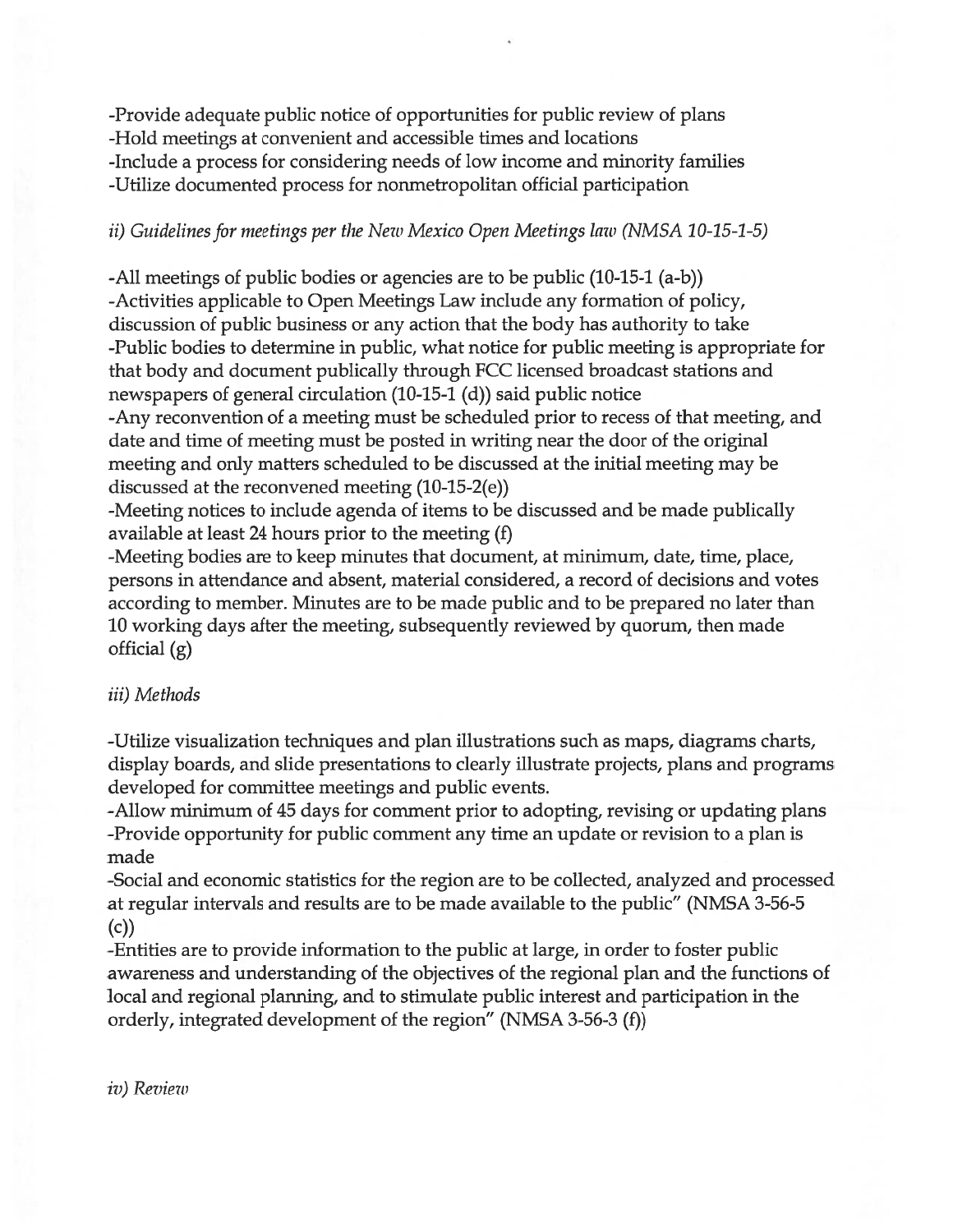-Provide adequate public notice of opportunities for public review of plans
-Hold meetings at convenient and accessible times and locations
-Include a process for considering needs of low income and minority families
-Utilize documented process for nonmetropolitan official participation

*ii) Guidelines for meetings per the New Mexico Open Meetings law (NMSA 10-15-1-5)*

-All meetings of public bodies or agencies are to be public (10-15-1 (a-b))
-Activities applicable to Open Meetings Law include any formation of policy, discussion of public business or any action that the body has authority to take
-Public bodies to determine in public, what notice for public meeting is appropriate for that body and document publically through FCC licensed broadcast stations and newspapers of general circulation (10-15-1 (d)) said public notice
-Any reconvention of a meeting must be scheduled prior to recess of that meeting, and date and time of meeting must be posted in writing near the door of the original meeting and only matters scheduled to be discussed at the initial meeting may be discussed at the reconvened meeting (10-15-2(e))
-Meeting notices to include agenda of items to be discussed and be made publically available at least 24 hours prior to the meeting (f)
-Meeting bodies are to keep minutes that document, at minimum, date, time, place, persons in attendance and absent, material considered, a record of decisions and votes according to member. Minutes are to be made public and to be prepared no later than 10 working days after the meeting, subsequently reviewed by quorum, then made official (g)

*iii) Methods*

-Utilize visualization techniques and plan illustrations such as maps, diagrams charts, display boards, and slide presentations to clearly illustrate projects, plans and programs developed for committee meetings and public events.
-Allow minimum of 45 days for comment prior to adopting, revising or updating plans
-Provide opportunity for public comment any time an update or revision to a plan is made
-Social and economic statistics for the region are to be collected, analyzed and processed at regular intervals and results are to be made available to the public" (NMSA 3-56-5 (c))
-Entities are to provide information to the public at large, in order to foster public awareness and understanding of the objectives of the regional plan and the functions of local and regional planning, and to stimulate public interest and participation in the orderly, integrated development of the region" (NMSA 3-56-3 (f))

*iv) Review*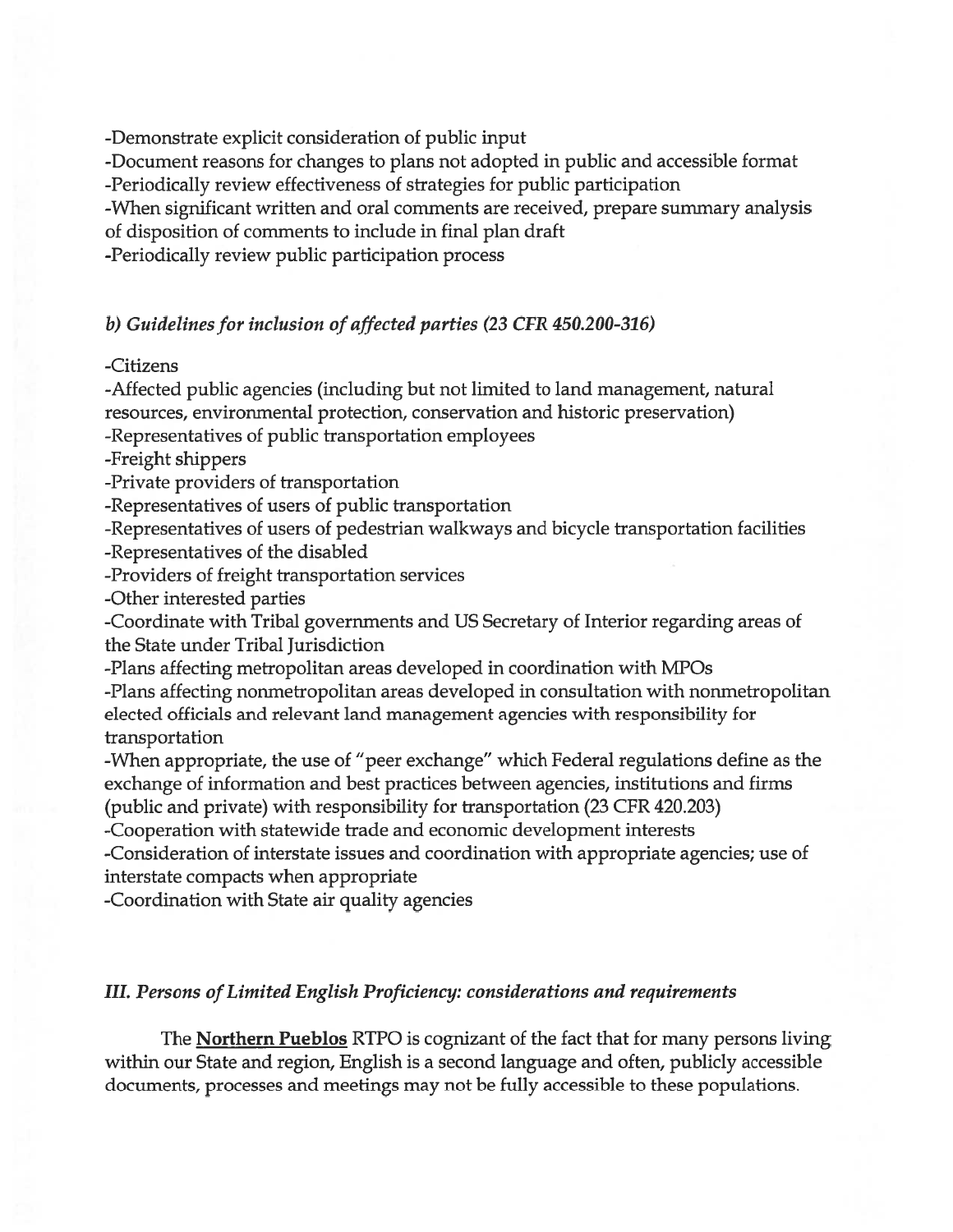-Demonstrate explicit consideration of public input
-Document reasons for changes to plans not adopted in public and accessible format
-Periodically review effectiveness of strategies for public participation
-When significant written and oral comments are received, prepare summary analysis of disposition of comments to include in final plan draft
-Periodically review public participation process

### *b) Guidelines for inclusion of affected parties (23 CFR 450.200-316)*

-Citizens
-Affected public agencies (including but not limited to land management, natural resources, environmental protection, conservation and historic preservation)
-Representatives of public transportation employees
-Freight shippers
-Private providers of transportation
-Representatives of users of public transportation
-Representatives of users of pedestrian walkways and bicycle transportation facilities
-Representatives of the disabled
-Providers of freight transportation services
-Other interested parties
-Coordinate with Tribal governments and US Secretary of Interior regarding areas of the State under Tribal Jurisdiction
-Plans affecting metropolitan areas developed in coordination with MPOs
-Plans affecting nonmetropolitan areas developed in consultation with nonmetropolitan elected officials and relevant land management agencies with responsibility for transportation
-When appropriate, the use of "peer exchange" which Federal regulations define as the exchange of information and best practices between agencies, institutions and firms (public and private) with responsibility for transportation (23 CFR 420.203)
-Cooperation with statewide trade and economic development interests
-Consideration of interstate issues and coordination with appropriate agencies; use of interstate compacts when appropriate
-Coordination with State air quality agencies

## *III. Persons of Limited English Proficiency: considerations and requirements*

The **Northern Pueblos** RTPO is cognizant of the fact that for many persons living within our State and region, English is a second language and often, publicly accessible documents, processes and meetings may not be fully accessible to these populations.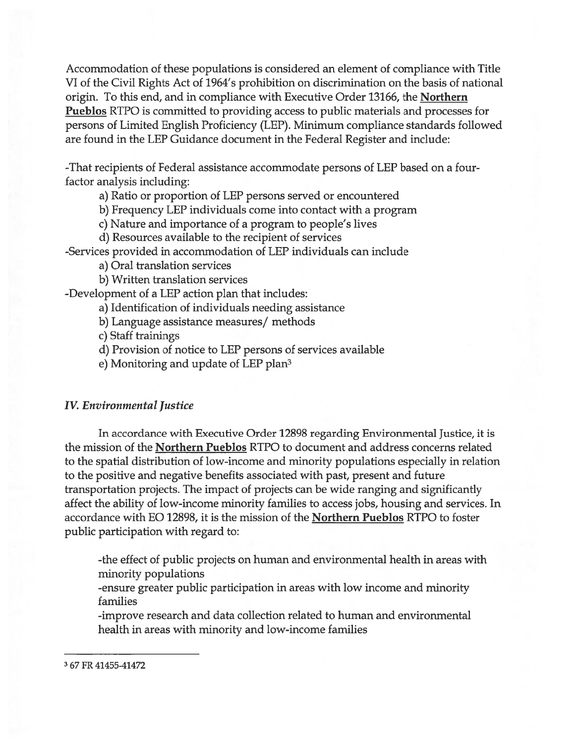Accommodation of these populations is considered an element of compliance with Title VI of the Civil Rights Act of 1964's prohibition on discrimination on the basis of national origin. To this end, and in compliance with Executive Order 13166, the **Northern Pueblos** RTPO is committed to providing access to public materials and processes for persons of Limited English Proficiency (LEP). Minimum compliance standards followed are found in the LEP Guidance document in the Federal Register and include:

-That recipients of Federal assistance accommodate persons of LEP based on a four-factor analysis including:

- a) Ratio or proportion of LEP persons served or encountered
- b) Frequency LEP individuals come into contact with a program
- c) Nature and importance of a program to people's lives
- d) Resources available to the recipient of services

-Services provided in accommodation of LEP individuals can include

- a) Oral translation services
- b) Written translation services

-Development of a LEP action plan that includes:

- a) Identification of individuals needing assistance
- b) Language assistance measures/ methods
- c) Staff trainings
- d) Provision of notice to LEP persons of services available
- e) Monitoring and update of LEP plan[3]

### *IV. Environmental Justice*

In accordance with Executive Order 12898 regarding Environmental Justice, it is the mission of the **Northern Pueblos** RTPO to document and address concerns related to the spatial distribution of low-income and minority populations especially in relation to the positive and negative benefits associated with past, present and future transportation projects. The impact of projects can be wide ranging and significantly affect the ability of low-income minority families to access jobs, housing and services. In accordance with EO 12898, it is the mission of the **Northern Pueblos** RTPO to foster public participation with regard to:

-the effect of public projects on human and environmental health in areas with minority populations

-ensure greater public participation in areas with low income and minority families

-improve research and data collection related to human and environmental health in areas with minority and low-income families

[3] 67 FR 41455-41472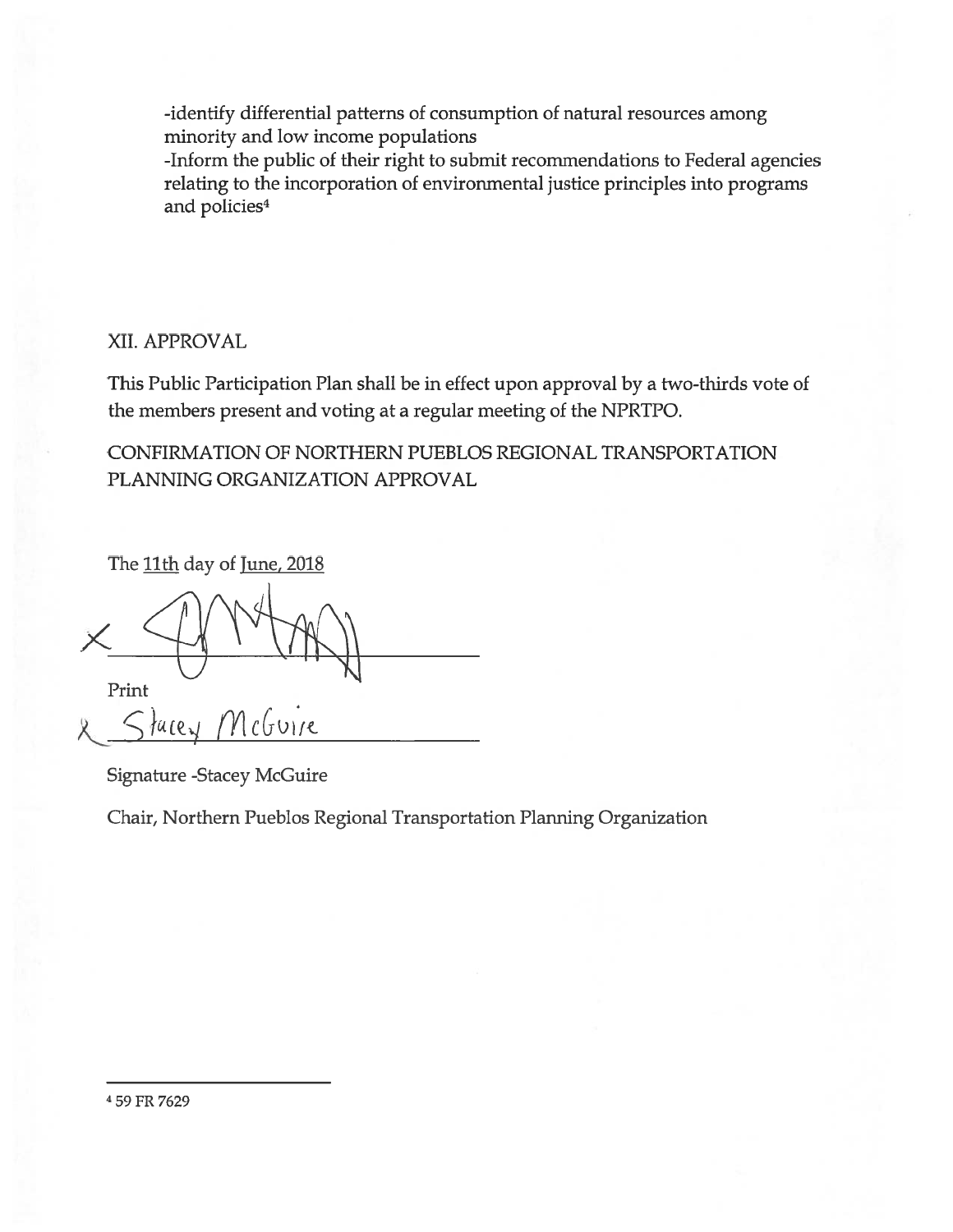-identify differential patterns of consumption of natural resources among minority and low income populations

-Inform the public of their right to submit recommendations to Federal agencies relating to the incorporation of environmental justice principles into programs and policies[4]

## XII. APPROVAL

This Public Participation Plan shall be in effect upon approval by a two-thirds vote of the members present and voting at a regular meeting of the NPRTPO.

CONFIRMATION OF NORTHERN PUEBLOS REGIONAL TRANSPORTATION PLANNING ORGANIZATION APPROVAL

The 11th day of June, 2018

X ______________________

Print

X Stacey McGuire

Signature -Stacey McGuire

Chair, Northern Pueblos Regional Transportation Planning Organization

---

[4] 59 FR 7629